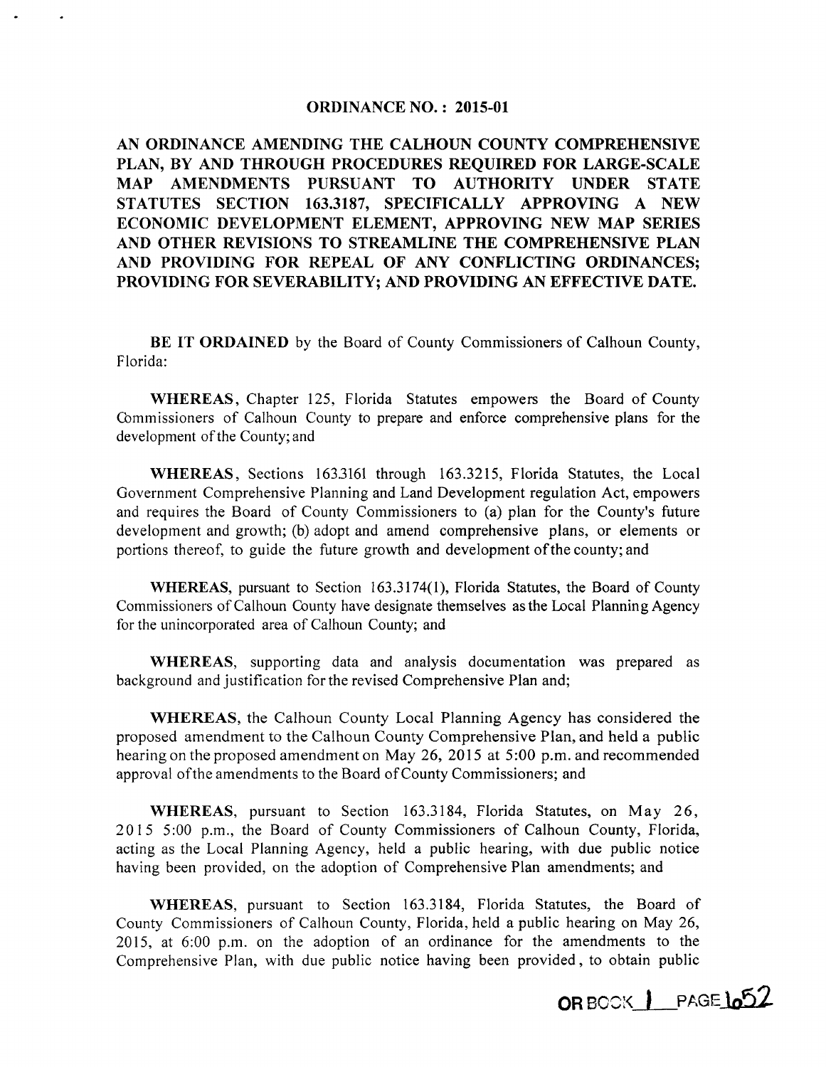# ORDINANCE NO.: 2015-01

**AN ORDINANCE AMENDING THE CALHOUN COUNTY COMPREHENSIVE PLAN, BY AND THROUGH PROCEDURES REQUIRED FOR LARGE-SCALE MAP AMENDMENTS PURSUANT TO AUTHORITY UNDER STATE STATUTES SECTION 163.3187, SPECIFICALLY APPROVING A NEW ECONOMIC DEVELOPMENT ELEMENT, APPROVING NEW MAP SERIES AND OTHER REVISIONS TO STREAMLINE THE COMPREHENSIVE PLAN AND PROVIDING FOR REPEAL OF ANY CONFLICTING ORDINANCES; PROVIDING FOR SEVERABILITY; AND PROVIDING AN EFFECTIVE DATE.**

**BE IT ORDAINED** by the Board of County Commissioners of Calhoun County, Florida:

**WHEREAS**, Chapter 125, Florida Statutes empowers the Board of County Commissioners of Calhoun County to prepare and enforce comprehensive plans for the development of the County; and

**WHEREAS**, Sections 163.3161 through 163.3215, Florida Statutes, the Local Government Comprehensive Planning and Land Development regulation Act, empowers and requires the Board of County Commissioners to (a) plan for the County's future development and growth; (b) adopt and amend comprehensive plans, or elements or portions thereof, to guide the future growth and development of the county; and

**WHEREAS**, pursuant to Section 163.3174(1), Florida Statutes, the Board of County Commissioners of Calhoun County have designate themselves as the Local Planning Agency for the unincorporated area of Calhoun County; and

**WHEREAS**, supporting data and analysis documentation was prepared as background and justification for the revised Comprehensive Plan and;

**WHEREAS**, the Calhoun County Local Planning Agency has considered the proposed amendment to the Calhoun County Comprehensive Plan, and held a public hearing on the proposed amendment on May 26, 2015 at 5:00 p.m. and recommended approval of the amendments to the Board of County Commissioners; and

**WHEREAS**, pursuant to Section 163.3184, Florida Statutes, on May 26, 2015 5:00 p.m., the Board of County Commissioners of Calhoun County, Florida, acting as the Local Planning Agency, held a public hearing, with due public notice having been provided, on the adoption of Comprehensive Plan amendments; and

**WHEREAS**, pursuant to Section 163.3184, Florida Statutes, the Board of County Commissioners of Calhoun County, Florida, held a public hearing on May 26, 2015, at 6:00 p.m. on the adoption of an ordinance for the amendments to the Comprehensive Plan, with due public notice having been provided, to obtain public

OR BOOK 1 PAGE 652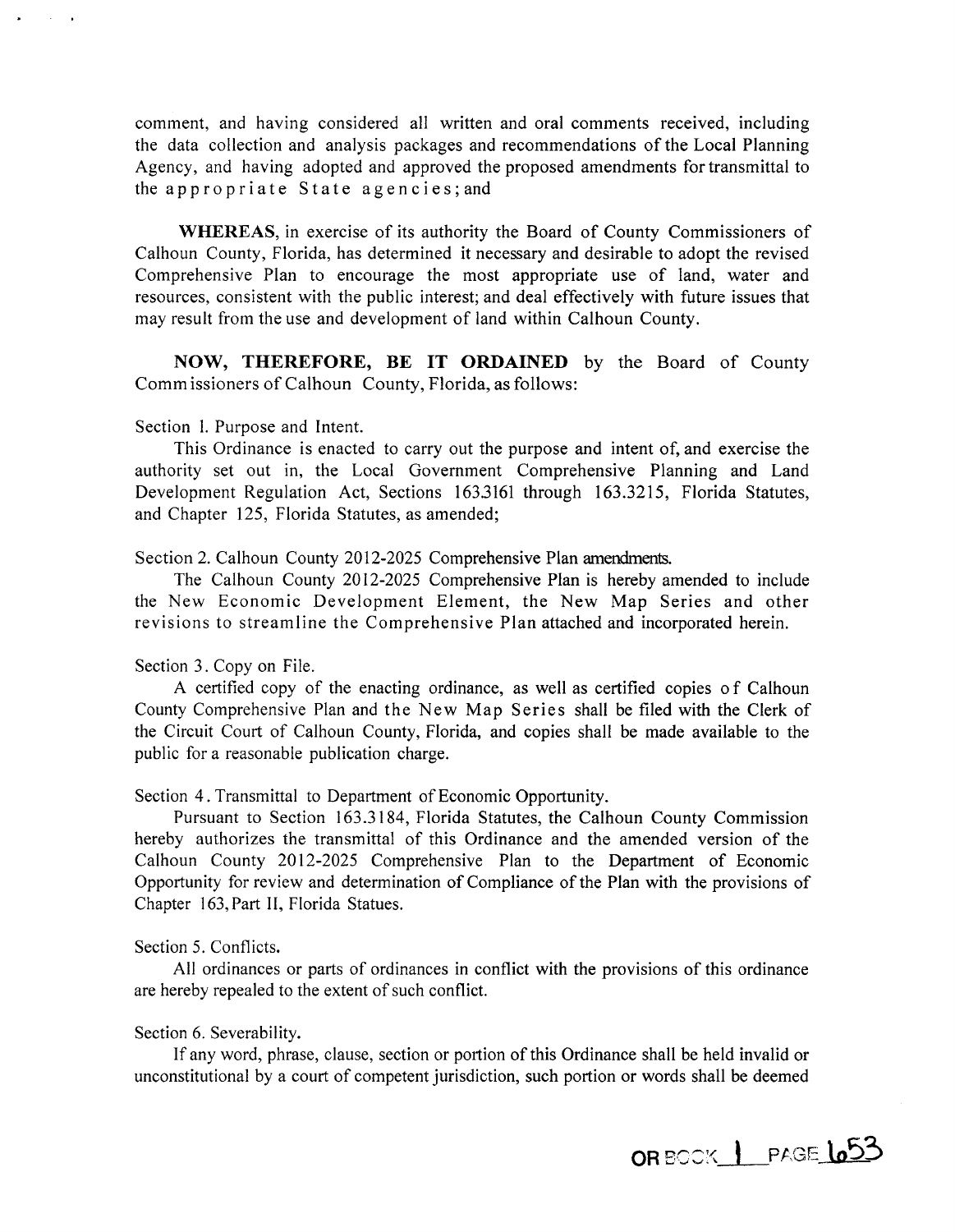comment, and having considered all written and oral comments received, including the data collection and analysis packages and recommendations of the Local Planning Agency, and having adopted and approved the proposed amendments for transmittal to the appropriate State agencies; and

**WHEREAS**, in exercise of its authority the Board of County Commissioners of Calhoun County, Florida, has determined it necessary and desirable to adopt the revised Comprehensive Plan to encourage the most appropriate use of land, water and resources, consistent with the public interest; and deal effectively with future issues that may result from the use and development of land within Calhoun County.

**NOW, THEREFORE, BE IT ORDAINED** by the Board of County Commissioners of Calhoun County, Florida, as follows:

Section 1. Purpose and Intent.

This Ordinance is enacted to carry out the purpose and intent of, and exercise the authority set out in, the Local Government Comprehensive Planning and Land Development Regulation Act, Sections 163.3161 through 163.3215, Florida Statutes, and Chapter 125, Florida Statutes, as amended;

Section 2. Calhoun County 2012-2025 Comprehensive Plan amendments.

The Calhoun County 2012-2025 Comprehensive Plan is hereby amended to include the New Economic Development Element, the New Map Series and other revisions to streamline the Comprehensive Plan attached and incorporated herein.

Section 3. Copy on File.

A certified copy of the enacting ordinance, as well as certified copies of Calhoun County Comprehensive Plan and the New Map Series shall be filed with the Clerk of the Circuit Court of Calhoun County, Florida, and copies shall be made available to the public for a reasonable publication charge.

Section 4. Transmittal to Department of Economic Opportunity.

Pursuant to Section 163.3184, Florida Statutes, the Calhoun County Commission hereby authorizes the transmittal of this Ordinance and the amended version of the Calhoun County 2012-2025 Comprehensive Plan to the Department of Economic Opportunity for review and determination of Compliance of the Plan with the provisions of Chapter 163, Part II, Florida Statues.

Section 5. Conflicts.

All ordinances or parts of ordinances in conflict with the provisions of this ordinance are hereby repealed to the extent of such conflict.

Section 6. Severability.

If any word, phrase, clause, section or portion of this Ordinance shall be held invalid or unconstitutional by a court of competent jurisdiction, such portion or words shall be deemed

OR BOOK 1 PAGE 653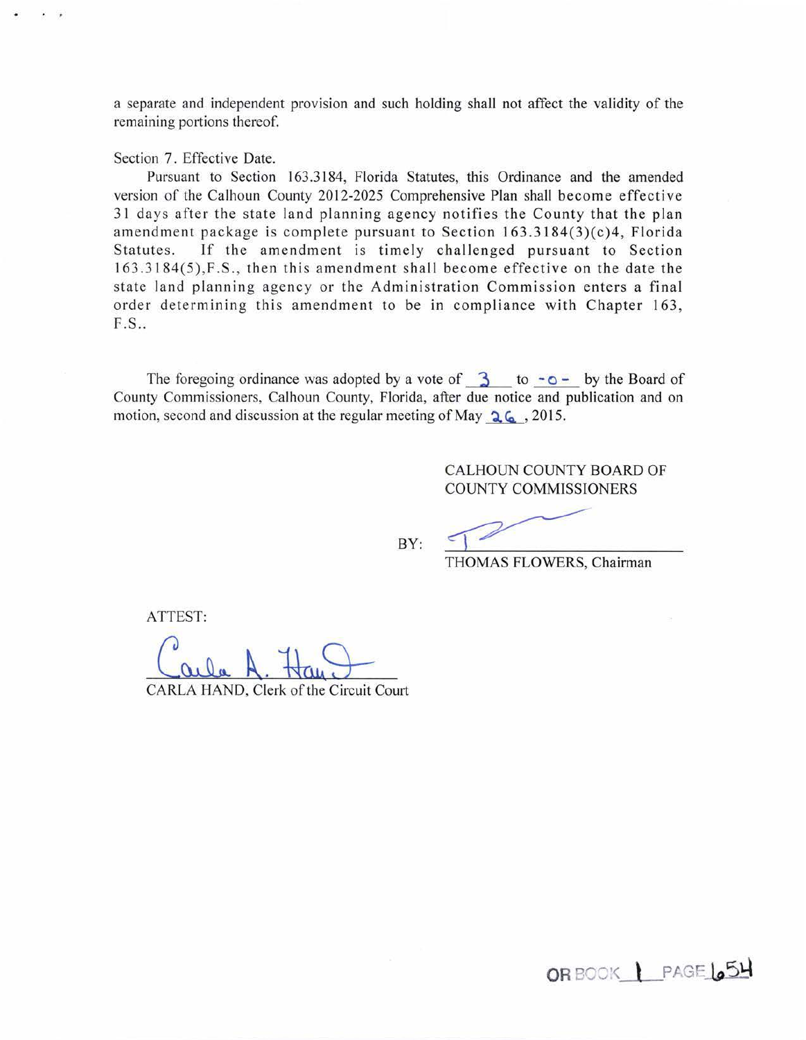a separate and independent provision and such holding shall not affect the validity of the remaining portions thereof.

Section 7. Effective Date.

Pursuant to Section 163.3184, Florida Statutes, this Ordinance and the amended version of the Calhoun County 2012-2025 Comprehensive Plan shall become effective 31 days after the state land planning agency notifies the County that the plan amendment package is complete pursuant to Section 163.3184(3)(c)4, Florida Statutes. If the amendment is timely challenged pursuant to Section 163.3184(5),F.S., then this amendment shall become effective on the date the state land planning agency or the Administration Commission enters a final order determining this amendment to be in compliance with Chapter 163, F.S..

The foregoing ordinance was adopted by a vote of 3 to -0- by the Board of County Commissioners, Calhoun County, Florida, after due notice and publication and on motion, second and discussion at the regular meeting of May 26, 2015.

CALHOUN COUNTY BOARD OF COUNTY COMMISSIONERS

BY: ______________________

THOMAS FLOWERS, Chairman

ATTEST:

Carla A. Hand

CARLA HAND, Clerk of the Circuit Court

OR BOOK 1 PAGE 654